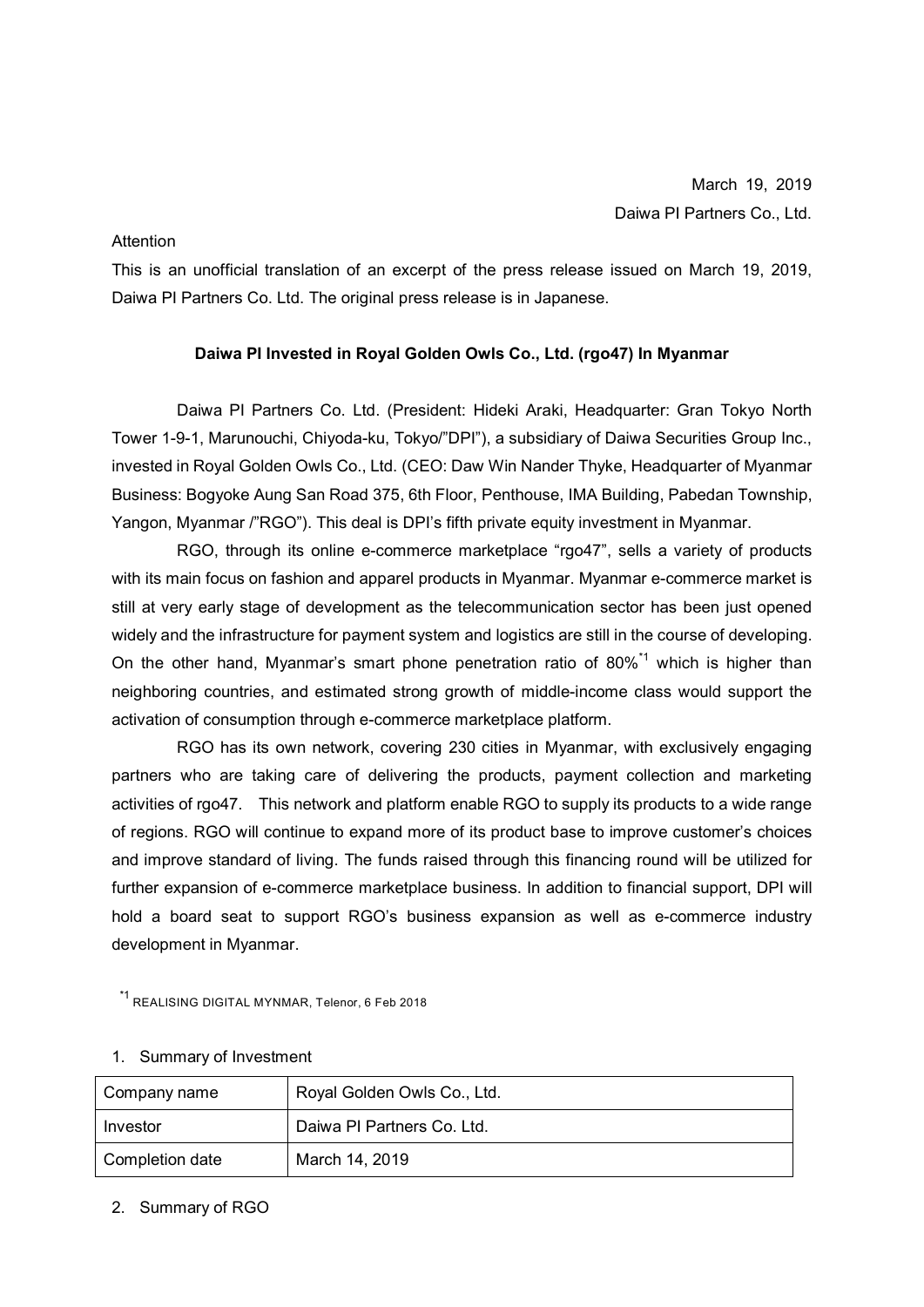March 19, 2019

Daiwa PI Partners Co., Ltd.

Attention

This is an unofficial translation of an excerpt of the press release issued on March 19, 2019, Daiwa PI Partners Co. Ltd. The original press release is in Japanese.

**Daiwa PI Invested in Royal Golden Owls Co., Ltd. (rgo47) In Myanmar**

Daiwa PI Partners Co. Ltd. (President: Hideki Araki, Headquarter: Gran Tokyo North Tower 1-9-1, Marunouchi, Chiyoda-ku, Tokyo/"DPI"), a subsidiary of Daiwa Securities Group Inc., invested in Royal Golden Owls Co., Ltd. (CEO: Daw Win Nander Thyke, Headquarter of Myanmar Business: Bogyoke Aung San Road 375, 6th Floor, Penthouse, IMA Building, Pabedan Township, Yangon, Myanmar /"RGO"). This deal is DPI's fifth private equity investment in Myanmar.

RGO, through its online e-commerce marketplace "rgo47", sells a variety of products with its main focus on fashion and apparel products in Myanmar. Myanmar e-commerce market is still at very early stage of development as the telecommunication sector has been just opened widely and the infrastructure for payment system and logistics are still in the course of developing. On the other hand, Myanmar's smart phone penetration ratio of 80%[*1] which is higher than neighboring countries, and estimated strong growth of middle-income class would support the activation of consumption through e-commerce marketplace platform.

RGO has its own network, covering 230 cities in Myanmar, with exclusively engaging partners who are taking care of delivering the products, payment collection and marketing activities of rgo47. This network and platform enable RGO to supply its products to a wide range of regions. RGO will continue to expand more of its product base to improve customer's choices and improve standard of living. The funds raised through this financing round will be utilized for further expansion of e-commerce marketplace business. In addition to financial support, DPI will hold a board seat to support RGO's business expansion as well as e-commerce industry development in Myanmar.

[*1] REALISING DIGITAL MYNMAR, Telenor, 6 Feb 2018

1. Summary of Investment

| Company name | Royal Golden Owls Co., Ltd. |
|---|---|
| Investor | Daiwa PI Partners Co. Ltd. |
| Completion date | March 14, 2019 |

2. Summary of RGO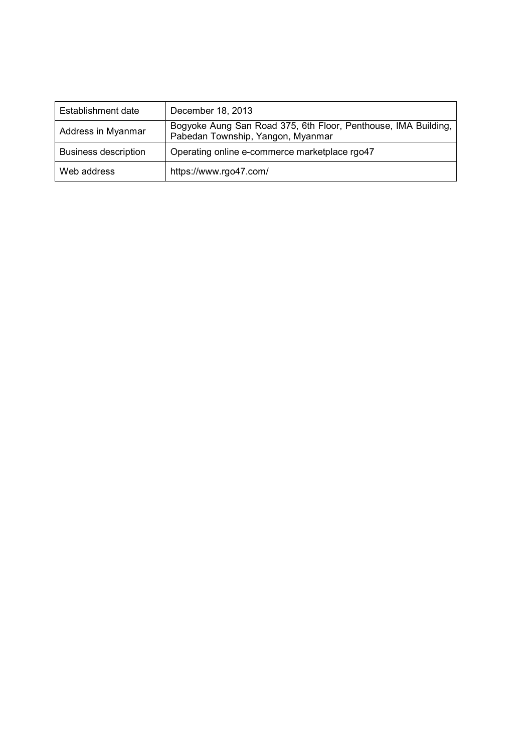| | |
|---|---|
| Establishment date | December 18, 2013 |
| Address in Myanmar | Bogyoke Aung San Road 375, 6th Floor, Penthouse, IMA Building, Pabedan Township, Yangon, Myanmar |
| Business description | Operating online e-commerce marketplace rgo47 |
| Web address | https://www.rgo47.com/ |